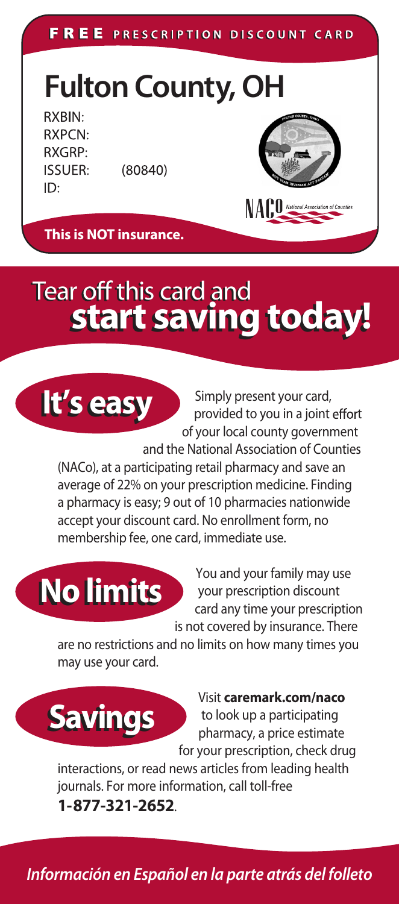**FREE PRESCRIPTION DISCOUNT CARD**

# Fulton County, OH

RXBIN:
RXPCN:
RXGRP:
ISSUER: (80840)
ID:

**This is NOT insurance.**

## Tear off this card and **start saving today!**

### It's easy

Simply present your card, provided to you in a joint effort of your local county government and the National Association of Counties (NACo), at a participating retail pharmacy and save an average of 22% on your prescription medicine. Finding a pharmacy is easy; 9 out of 10 pharmacies nationwide accept your discount card. No enrollment form, no membership fee, one card, immediate use.

### No limits

You and your family may use your prescription discount card any time your prescription is not covered by insurance. There are no restrictions and no limits on how many times you may use your card.

### Savings

Visit **caremark.com/naco** to look up a participating pharmacy, a price estimate for your prescription, check drug interactions, or read news articles from leading health journals. For more information, call toll-free **1-877-321-2652**.

*Información en Español en la parte atrás del folleto*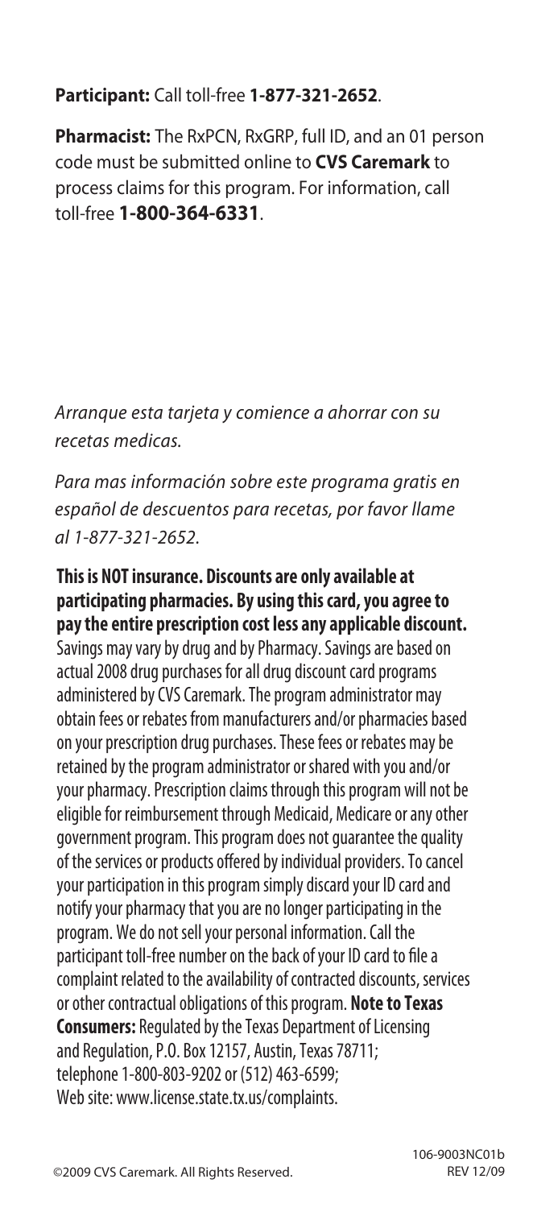**Participant:** Call toll-free **1-877-321-2652**.

**Pharmacist:** The RxPCN, RxGRP, full ID, and an 01 person code must be submitted online to **CVS Caremark** to process claims for this program. For information, call toll-free **1-800-364-6331**.

*Arranque esta tarjeta y comience a ahorrar con su recetas medicas.*

*Para mas información sobre este programa gratis en español de descuentos para recetas, por favor llame al 1-877-321-2652.*

**This is NOT insurance. Discounts are only available at participating pharmacies. By using this card, you agree to pay the entire prescription cost less any applicable discount.** Savings may vary by drug and by Pharmacy. Savings are based on actual 2008 drug purchases for all drug discount card programs administered by CVS Caremark. The program administrator may obtain fees or rebates from manufacturers and/or pharmacies based on your prescription drug purchases. These fees or rebates may be retained by the program administrator or shared with you and/or your pharmacy. Prescription claims through this program will not be eligible for reimbursement through Medicaid, Medicare or any other government program. This program does not guarantee the quality of the services or products offered by individual providers. To cancel your participation in this program simply discard your ID card and notify your pharmacy that you are no longer participating in the program. We do not sell your personal information. Call the participant toll-free number on the back of your ID card to file a complaint related to the availability of contracted discounts, services or other contractual obligations of this program. **Note to Texas Consumers:** Regulated by the Texas Department of Licensing and Regulation, P.O. Box 12157, Austin, Texas 78711; telephone 1-800-803-9202 or (512) 463-6599; Web site: www.license.state.tx.us/complaints.

©2009 CVS Caremark. All Rights Reserved.

106-9003NC01b
REV 12/09